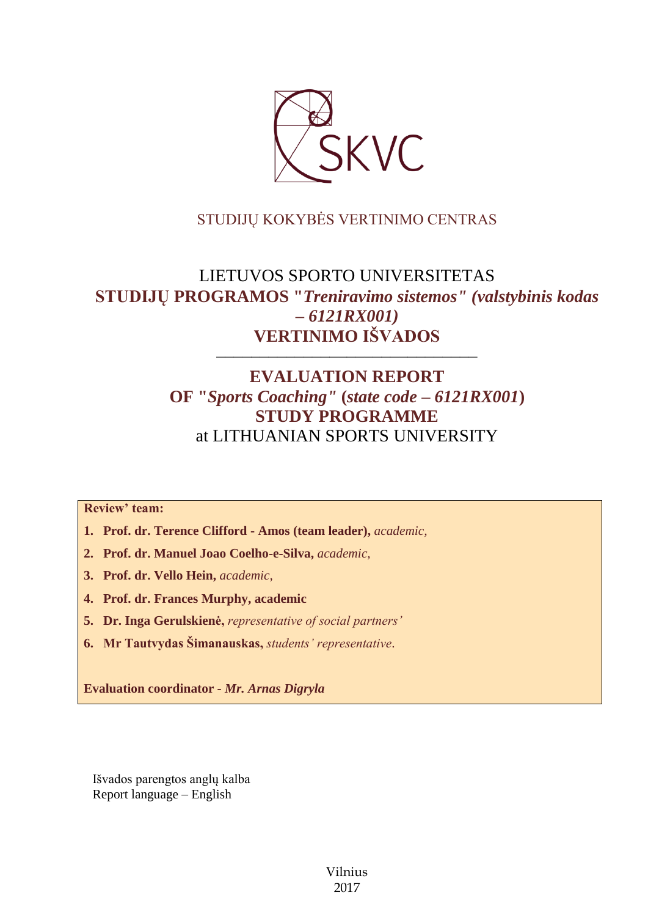SKVC

STUDIJŲ KOKYBĖS VERTINIMO CENTRAS

LIETUVOS SPORTO UNIVERSITETAS

**STUDIJŲ PROGRAMOS "*Treniravimo sistemos" (valstybinis kodas – 6121RX001)***

**VERTINIMO IŠVADOS**

---

**EVALUATION REPORT**

**OF "*Sports Coaching*" (*state code – 6121RX001*)**

**STUDY PROGRAMME**

at LITHUANIAN SPORTS UNIVERSITY

**Review' team:**

1. **Prof. dr. Terence Clifford - Amos (team leader),** *academic,*
2. **Prof. dr. Manuel Joao Coelho-e-Silva,** *academic,*
3. **Prof. dr. Vello Hein,** *academic,*
4. **Prof. dr. Frances Murphy, academic**
5. **Dr. Inga Gerulskienė,** *representative of social partners'*
6. **Mr Tautvydas Šimanauskas,** *students' representative*.

**Evaluation coordinator -** ***Mr. Arnas Digryla***

Išvados parengtos anglų kalba
Report language – English

Vilnius
2017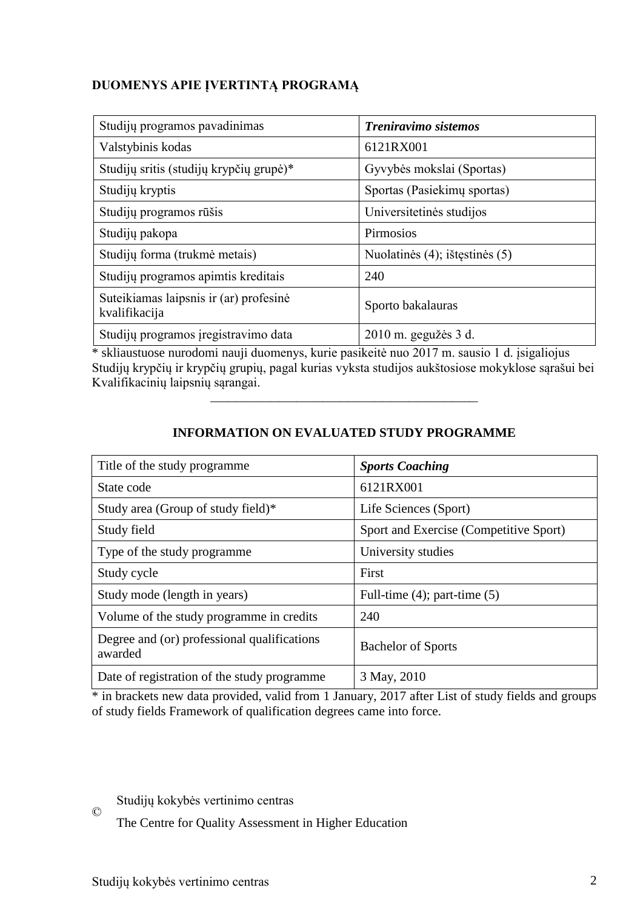**DUOMENYS APIE ĮVERTINTĄ PROGRAMĄ**

| Studijų programos pavadinimas | ***Treniravimo sistemos*** |
|---|---|
| Valstybinis kodas | 6121RX001 |
| Studijų sritis (studijų krypčių grupė)* | Gyvybės mokslai (Sportas) |
| Studijų kryptis | Sportas (Pasiekimų sportas) |
| Studijų programos rūšis | Universitetinės studijos |
| Studijų pakopa | Pirmosios |
| Studijų forma (trukmė metais) | Nuolatinės (4); ištęstinės (5) |
| Studijų programos apimtis kreditais | 240 |
| Suteikiamas laipsnis ir (ar) profesinė kvalifikacija | Sporto bakalauras |
| Studijų programos įregistravimo data | 2010 m. gegužės 3 d. |

* skliaustuose nurodomi nauji duomenys, kurie pasikeitė nuo 2017 m. sausio 1 d. įsigaliojus Studijų krypčių ir krypčių grupių, pagal kurias vyksta studijos aukštosiose mokyklose sąrašui bei Kvalifikacinių laipsnių sąrangai.

———————————————————————

**INFORMATION ON EVALUATED STUDY PROGRAMME**

| Title of the study programme | ***Sports Coaching*** |
|---|---|
| State code | 6121RX001 |
| Study area (Group of study field)* | Life Sciences (Sport) |
| Study field | Sport and Exercise (Competitive Sport) |
| Type of the study programme | University studies |
| Study cycle | First |
| Study mode (length in years) | Full-time (4); part-time (5) |
| Volume of the study programme in credits | 240 |
| Degree and (or) professional qualifications awarded | Bachelor of Sports |
| Date of registration of the study programme | 3 May, 2010 |

* in brackets new data provided, valid from 1 January, 2017 after List of study fields and groups of study fields Framework of qualification degrees came into force.

© Studijų kokybės vertinimo centras
The Centre for Quality Assessment in Higher Education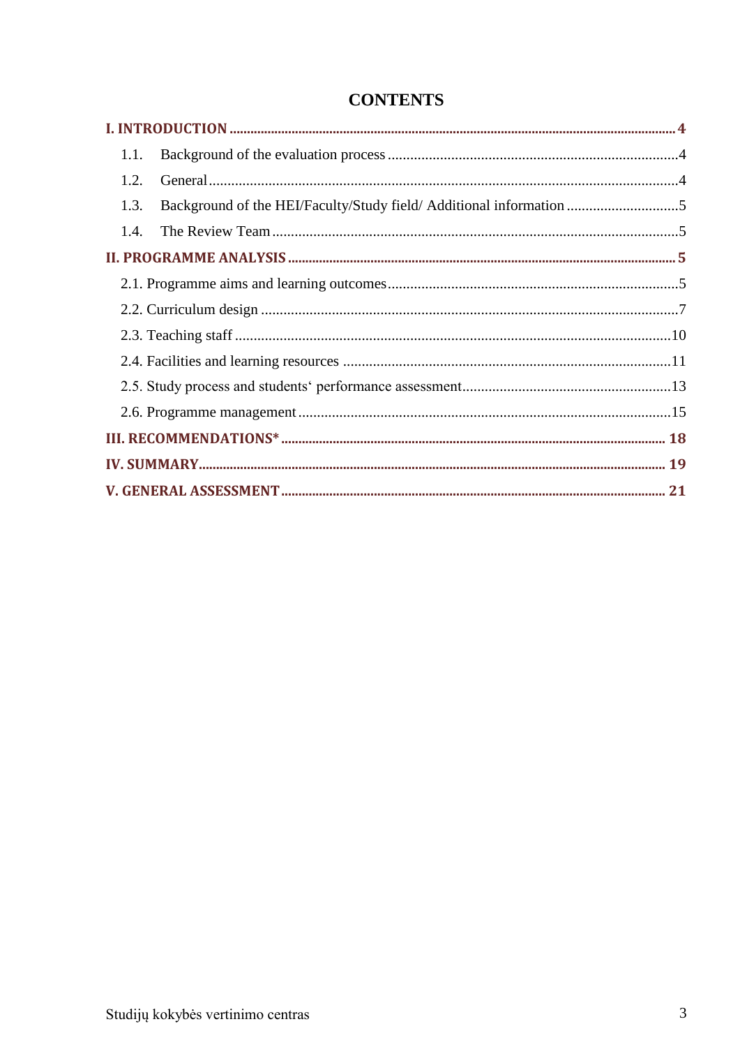# CONTENTS

**I. INTRODUCTION** .......... **4**

- 1.1. Background of the evaluation process .......... 4
- 1.2. General .......... 4
- 1.3. Background of the HEI/Faculty/Study field/ Additional information .......... 5
- 1.4. The Review Team .......... 5

**II. PROGRAMME ANALYSIS** .......... **5**

- 2.1. Programme aims and learning outcomes .......... 5
- 2.2. Curriculum design .......... 7
- 2.3. Teaching staff .......... 10
- 2.4. Facilities and learning resources .......... 11
- 2.5. Study process and students‘ performance assessment .......... 13
- 2.6. Programme management .......... 15

**III. RECOMMENDATIONS*** .......... **18**

**IV. SUMMARY** .......... **19**

**V. GENERAL ASSESSMENT** .......... **21**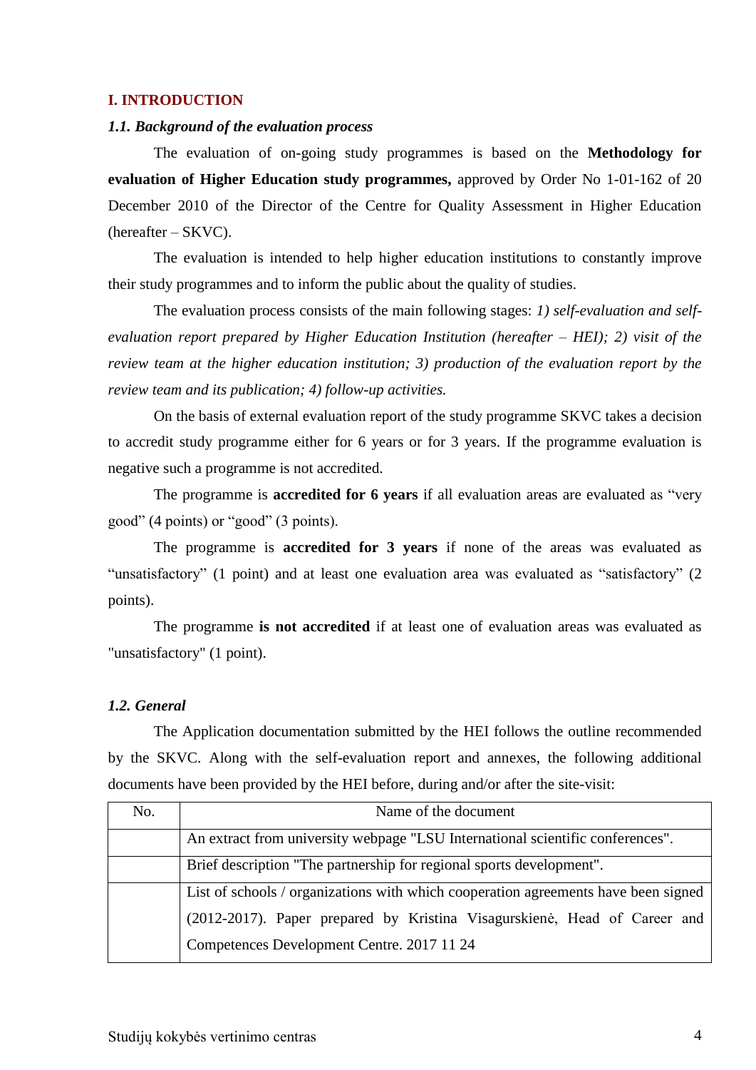## I. INTRODUCTION

### *1.1. Background of the evaluation process*

The evaluation of on-going study programmes is based on the **Methodology for evaluation of Higher Education study programmes,** approved by Order No 1-01-162 of 20 December 2010 of the Director of the Centre for Quality Assessment in Higher Education (hereafter – SKVC).

The evaluation is intended to help higher education institutions to constantly improve their study programmes and to inform the public about the quality of studies.

The evaluation process consists of the main following stages: *1) self-evaluation and self-evaluation report prepared by Higher Education Institution (hereafter – HEI); 2) visit of the review team at the higher education institution; 3) production of the evaluation report by the review team and its publication; 4) follow-up activities.*

On the basis of external evaluation report of the study programme SKVC takes a decision to accredit study programme either for 6 years or for 3 years. If the programme evaluation is negative such a programme is not accredited.

The programme is **accredited for 6 years** if all evaluation areas are evaluated as "very good" (4 points) or "good" (3 points).

The programme is **accredited for 3 years** if none of the areas was evaluated as "unsatisfactory" (1 point) and at least one evaluation area was evaluated as "satisfactory" (2 points).

The programme **is not accredited** if at least one of evaluation areas was evaluated as "unsatisfactory" (1 point).

### *1.2. General*

The Application documentation submitted by the HEI follows the outline recommended by the SKVC. Along with the self-evaluation report and annexes, the following additional documents have been provided by the HEI before, during and/or after the site-visit:

| No. | Name of the document |
|---|---|
| | An extract from university webpage "LSU International scientific conferences". |
| | Brief description "The partnership for regional sports development". |
| | List of schools / organizations with which cooperation agreements have been signed (2012-2017). Paper prepared by Kristina Visagurskienė, Head of Career and Competences Development Centre. 2017 11 24 |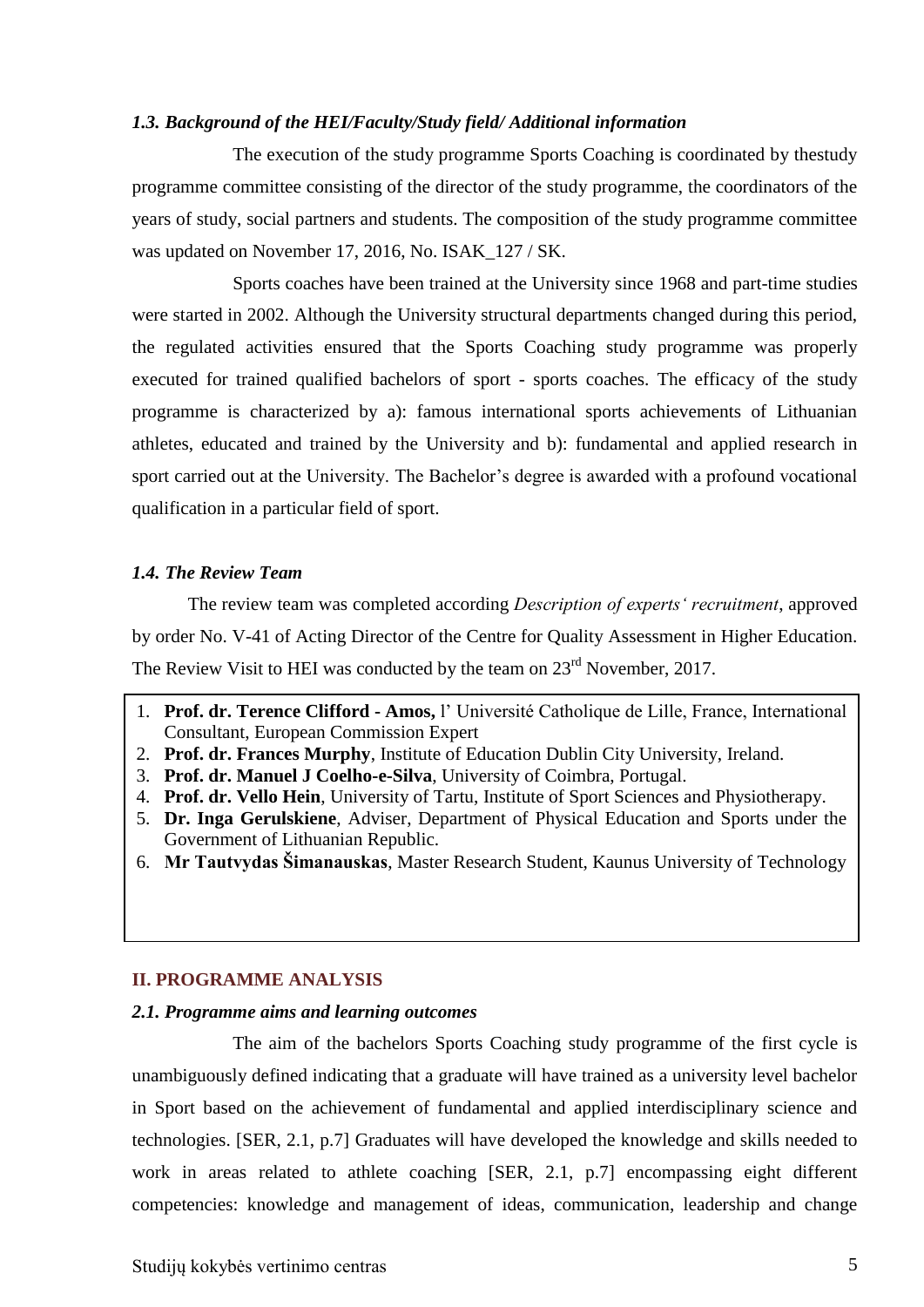### *1.3. Background of the HEI/Faculty/Study field/ Additional information*

The execution of the study programme Sports Coaching is coordinated by thestudy programme committee consisting of the director of the study programme, the coordinators of the years of study, social partners and students. The composition of the study programme committee was updated on November 17, 2016, No. ISAK_127 / SK.

Sports coaches have been trained at the University since 1968 and part-time studies were started in 2002. Although the University structural departments changed during this period, the regulated activities ensured that the Sports Coaching study programme was properly executed for trained qualified bachelors of sport - sports coaches. The efficacy of the study programme is characterized by a): famous international sports achievements of Lithuanian athletes, educated and trained by the University and b): fundamental and applied research in sport carried out at the University. The Bachelor's degree is awarded with a profound vocational qualification in a particular field of sport.

### *1.4. The Review Team*

The review team was completed according *Description of experts' recruitment*, approved by order No. V-41 of Acting Director of the Centre for Quality Assessment in Higher Education. The Review Visit to HEI was conducted by the team on 23rd November, 2017.

1. **Prof. dr. Terence Clifford - Amos,** l' Université Catholique de Lille, France, International Consultant, European Commission Expert
2. **Prof. dr. Frances Murphy**, Institute of Education Dublin City University, Ireland.
3. **Prof. dr. Manuel J Coelho-e-Silva**, University of Coimbra, Portugal.
4. **Prof. dr. Vello Hein**, University of Tartu, Institute of Sport Sciences and Physiotherapy.
5. **Dr. Inga Gerulskiene**, Adviser, Department of Physical Education and Sports under the Government of Lithuanian Republic.
6. **Mr Tautvydas Šimanauskas**, Master Research Student, Kaunus University of Technology

## II. PROGRAMME ANALYSIS

### *2.1. Programme aims and learning outcomes*

The aim of the bachelors Sports Coaching study programme of the first cycle is unambiguously defined indicating that a graduate will have trained as a university level bachelor in Sport based on the achievement of fundamental and applied interdisciplinary science and technologies. [SER, 2.1, p.7] Graduates will have developed the knowledge and skills needed to work in areas related to athlete coaching [SER, 2.1, p.7] encompassing eight different competencies: knowledge and management of ideas, communication, leadership and change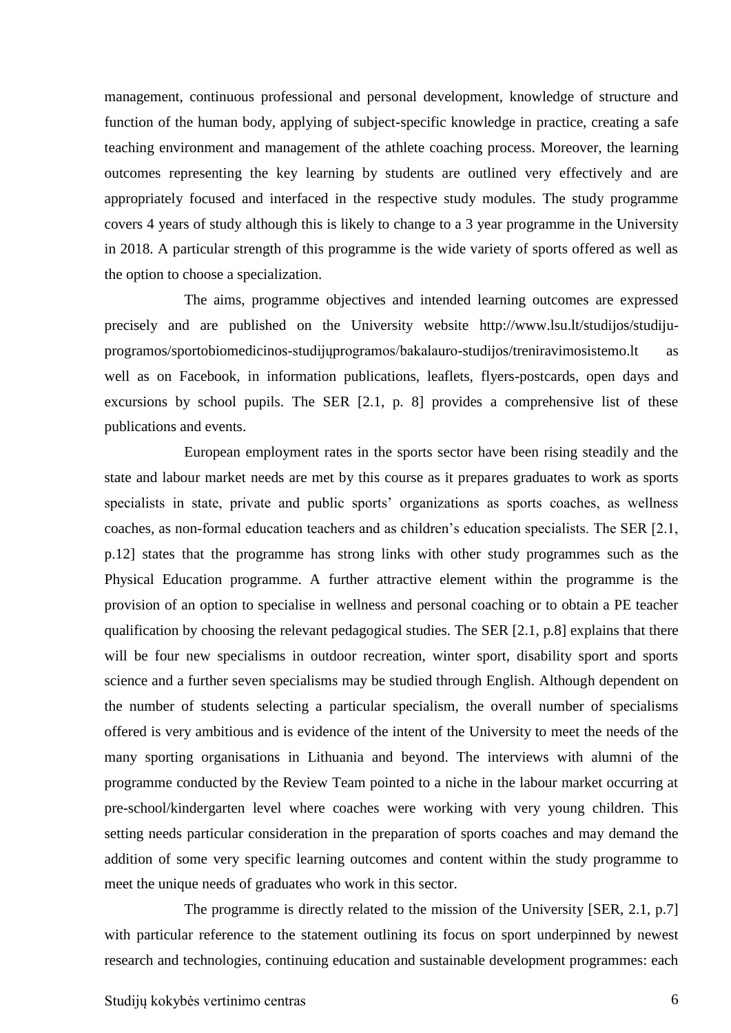management, continuous professional and personal development, knowledge of structure and function of the human body, applying of subject-specific knowledge in practice, creating a safe teaching environment and management of the athlete coaching process. Moreover, the learning outcomes representing the key learning by students are outlined very effectively and are appropriately focused and interfaced in the respective study modules. The study programme covers 4 years of study although this is likely to change to a 3 year programme in the University in 2018. A particular strength of this programme is the wide variety of sports offered as well as the option to choose a specialization.

The aims, programme objectives and intended learning outcomes are expressed precisely and are published on the University website http://www.lsu.lt/studijos/studiju-programos/sportobiomedicinos-studijųprogramos/bakalauro-studijos/treniravimosistemo.lt as well as on Facebook, in information publications, leaflets, flyers-postcards, open days and excursions by school pupils. The SER [2.1, p. 8] provides a comprehensive list of these publications and events.

European employment rates in the sports sector have been rising steadily and the state and labour market needs are met by this course as it prepares graduates to work as sports specialists in state, private and public sports' organizations as sports coaches, as wellness coaches, as non-formal education teachers and as children's education specialists. The SER [2.1, p.12] states that the programme has strong links with other study programmes such as the Physical Education programme. A further attractive element within the programme is the provision of an option to specialise in wellness and personal coaching or to obtain a PE teacher qualification by choosing the relevant pedagogical studies. The SER [2.1, p.8] explains that there will be four new specialisms in outdoor recreation, winter sport, disability sport and sports science and a further seven specialisms may be studied through English. Although dependent on the number of students selecting a particular specialism, the overall number of specialisms offered is very ambitious and is evidence of the intent of the University to meet the needs of the many sporting organisations in Lithuania and beyond. The interviews with alumni of the programme conducted by the Review Team pointed to a niche in the labour market occurring at pre-school/kindergarten level where coaches were working with very young children. This setting needs particular consideration in the preparation of sports coaches and may demand the addition of some very specific learning outcomes and content within the study programme to meet the unique needs of graduates who work in this sector.

The programme is directly related to the mission of the University [SER, 2.1, p.7] with particular reference to the statement outlining its focus on sport underpinned by newest research and technologies, continuing education and sustainable development programmes: each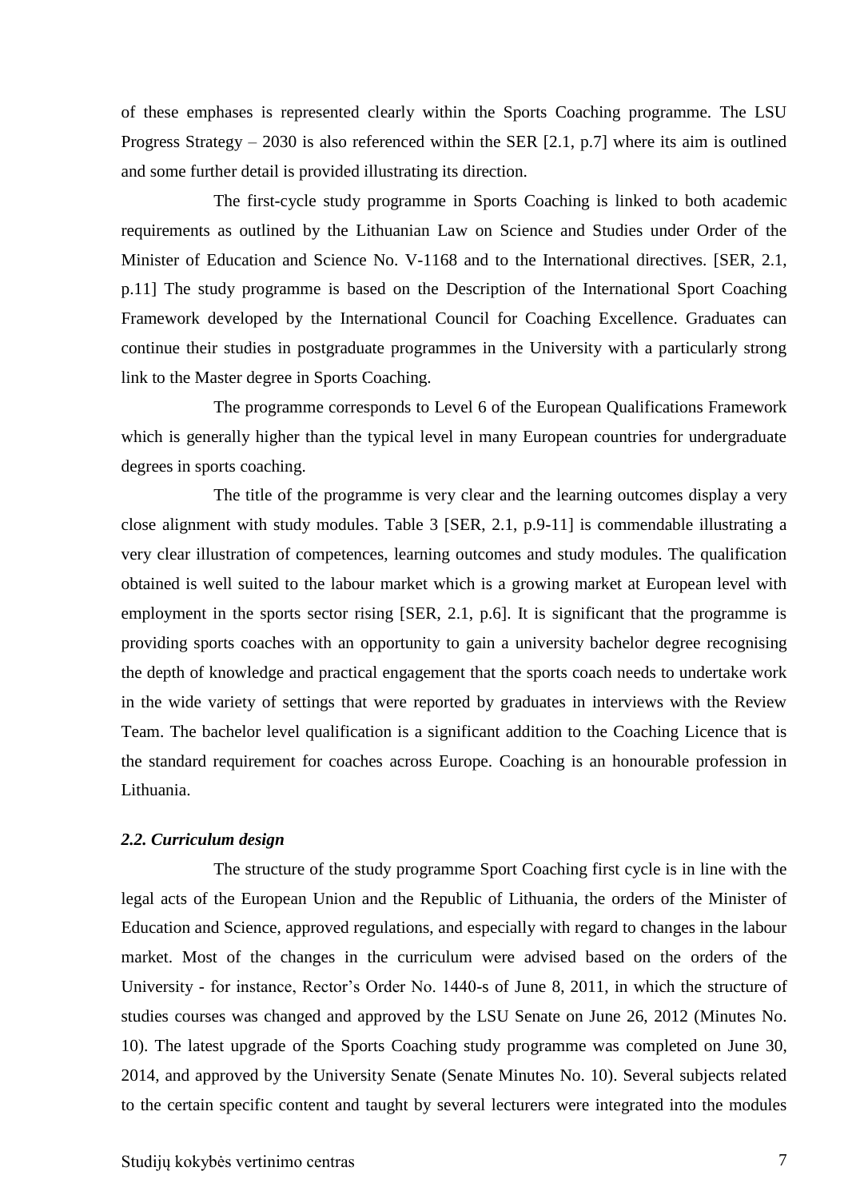of these emphases is represented clearly within the Sports Coaching programme. The LSU Progress Strategy – 2030 is also referenced within the SER [2.1, p.7] where its aim is outlined and some further detail is provided illustrating its direction.

The first-cycle study programme in Sports Coaching is linked to both academic requirements as outlined by the Lithuanian Law on Science and Studies under Order of the Minister of Education and Science No. V-1168 and to the International directives. [SER, 2.1, p.11] The study programme is based on the Description of the International Sport Coaching Framework developed by the International Council for Coaching Excellence. Graduates can continue their studies in postgraduate programmes in the University with a particularly strong link to the Master degree in Sports Coaching.

The programme corresponds to Level 6 of the European Qualifications Framework which is generally higher than the typical level in many European countries for undergraduate degrees in sports coaching.

The title of the programme is very clear and the learning outcomes display a very close alignment with study modules. Table 3 [SER, 2.1, p.9-11] is commendable illustrating a very clear illustration of competences, learning outcomes and study modules. The qualification obtained is well suited to the labour market which is a growing market at European level with employment in the sports sector rising [SER, 2.1, p.6]. It is significant that the programme is providing sports coaches with an opportunity to gain a university bachelor degree recognising the depth of knowledge and practical engagement that the sports coach needs to undertake work in the wide variety of settings that were reported by graduates in interviews with the Review Team. The bachelor level qualification is a significant addition to the Coaching Licence that is the standard requirement for coaches across Europe. Coaching is an honourable profession in Lithuania.

### *2.2. Curriculum design*

The structure of the study programme Sport Coaching first cycle is in line with the legal acts of the European Union and the Republic of Lithuania, the orders of the Minister of Education and Science, approved regulations, and especially with regard to changes in the labour market. Most of the changes in the curriculum were advised based on the orders of the University - for instance, Rector's Order No. 1440-s of June 8, 2011, in which the structure of studies courses was changed and approved by the LSU Senate on June 26, 2012 (Minutes No. 10). The latest upgrade of the Sports Coaching study programme was completed on June 30, 2014, and approved by the University Senate (Senate Minutes No. 10). Several subjects related to the certain specific content and taught by several lecturers were integrated into the modules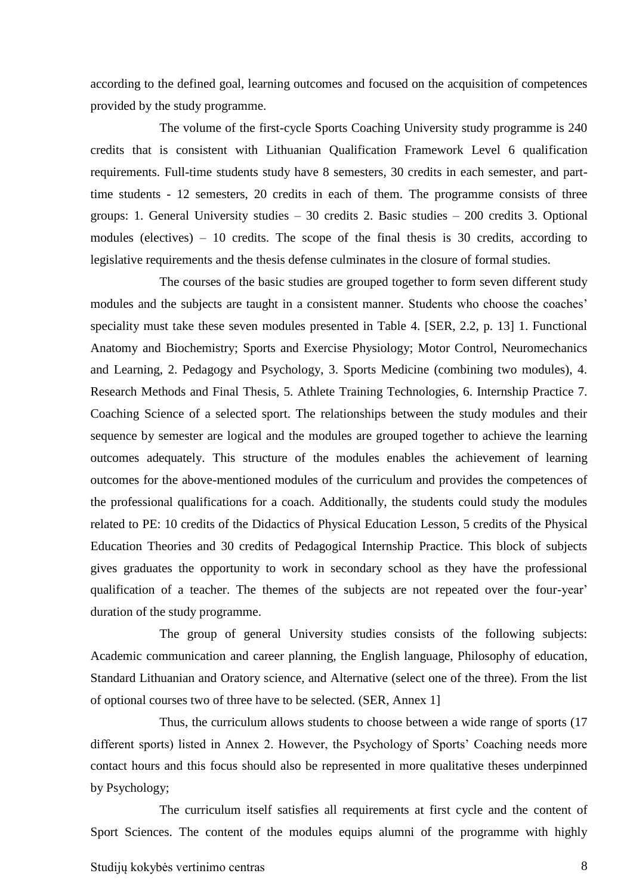according to the defined goal, learning outcomes and focused on the acquisition of competences provided by the study programme.

The volume of the first-cycle Sports Coaching University study programme is 240 credits that is consistent with Lithuanian Qualification Framework Level 6 qualification requirements. Full-time students study have 8 semesters, 30 credits in each semester, and part-time students - 12 semesters, 20 credits in each of them. The programme consists of three groups: 1. General University studies – 30 credits 2. Basic studies – 200 credits 3. Optional modules (electives) – 10 credits. The scope of the final thesis is 30 credits, according to legislative requirements and the thesis defense culminates in the closure of formal studies.

The courses of the basic studies are grouped together to form seven different study modules and the subjects are taught in a consistent manner. Students who choose the coaches' speciality must take these seven modules presented in Table 4. [SER, 2.2, p. 13] 1. Functional Anatomy and Biochemistry; Sports and Exercise Physiology; Motor Control, Neuromechanics and Learning, 2. Pedagogy and Psychology, 3. Sports Medicine (combining two modules), 4. Research Methods and Final Thesis, 5. Athlete Training Technologies, 6. Internship Practice 7. Coaching Science of a selected sport. The relationships between the study modules and their sequence by semester are logical and the modules are grouped together to achieve the learning outcomes adequately. This structure of the modules enables the achievement of learning outcomes for the above-mentioned modules of the curriculum and provides the competences of the professional qualifications for a coach. Additionally, the students could study the modules related to PE: 10 credits of the Didactics of Physical Education Lesson, 5 credits of the Physical Education Theories and 30 credits of Pedagogical Internship Practice. This block of subjects gives graduates the opportunity to work in secondary school as they have the professional qualification of a teacher. The themes of the subjects are not repeated over the four-year' duration of the study programme.

The group of general University studies consists of the following subjects: Academic communication and career planning, the English language, Philosophy of education, Standard Lithuanian and Oratory science, and Alternative (select one of the three). From the list of optional courses two of three have to be selected. (SER, Annex 1]

Thus, the curriculum allows students to choose between a wide range of sports (17 different sports) listed in Annex 2. However, the Psychology of Sports' Coaching needs more contact hours and this focus should also be represented in more qualitative theses underpinned by Psychology;

The curriculum itself satisfies all requirements at first cycle and the content of Sport Sciences. The content of the modules equips alumni of the programme with highly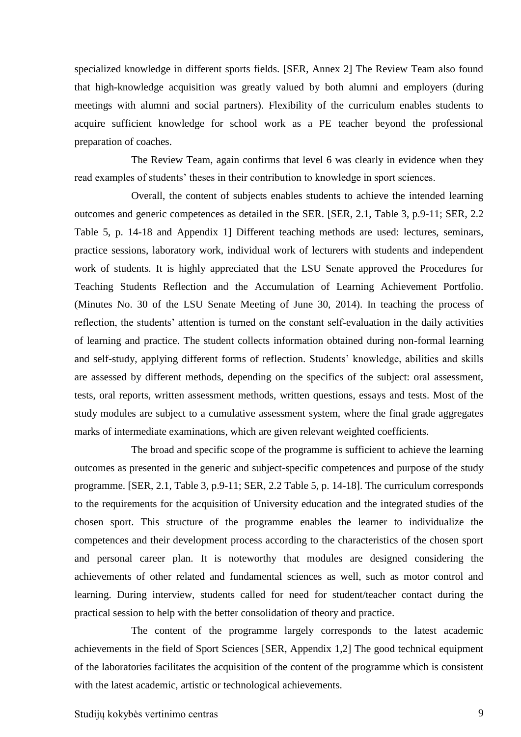specialized knowledge in different sports fields. [SER, Annex 2] The Review Team also found that high-knowledge acquisition was greatly valued by both alumni and employers (during meetings with alumni and social partners). Flexibility of the curriculum enables students to acquire sufficient knowledge for school work as a PE teacher beyond the professional preparation of coaches.

The Review Team, again confirms that level 6 was clearly in evidence when they read examples of students' theses in their contribution to knowledge in sport sciences.

Overall, the content of subjects enables students to achieve the intended learning outcomes and generic competences as detailed in the SER. [SER, 2.1, Table 3, p.9-11; SER, 2.2 Table 5, p. 14-18 and Appendix 1] Different teaching methods are used: lectures, seminars, practice sessions, laboratory work, individual work of lecturers with students and independent work of students. It is highly appreciated that the LSU Senate approved the Procedures for Teaching Students Reflection and the Accumulation of Learning Achievement Portfolio. (Minutes No. 30 of the LSU Senate Meeting of June 30, 2014). In teaching the process of reflection, the students' attention is turned on the constant self-evaluation in the daily activities of learning and practice. The student collects information obtained during non-formal learning and self-study, applying different forms of reflection. Students' knowledge, abilities and skills are assessed by different methods, depending on the specifics of the subject: oral assessment, tests, oral reports, written assessment methods, written questions, essays and tests. Most of the study modules are subject to a cumulative assessment system, where the final grade aggregates marks of intermediate examinations, which are given relevant weighted coefficients.

The broad and specific scope of the programme is sufficient to achieve the learning outcomes as presented in the generic and subject-specific competences and purpose of the study programme. [SER, 2.1, Table 3, p.9-11; SER, 2.2 Table 5, p. 14-18]. The curriculum corresponds to the requirements for the acquisition of University education and the integrated studies of the chosen sport. This structure of the programme enables the learner to individualize the competences and their development process according to the characteristics of the chosen sport and personal career plan. It is noteworthy that modules are designed considering the achievements of other related and fundamental sciences as well, such as motor control and learning. During interview, students called for need for student/teacher contact during the practical session to help with the better consolidation of theory and practice.

The content of the programme largely corresponds to the latest academic achievements in the field of Sport Sciences [SER, Appendix 1,2] The good technical equipment of the laboratories facilitates the acquisition of the content of the programme which is consistent with the latest academic, artistic or technological achievements.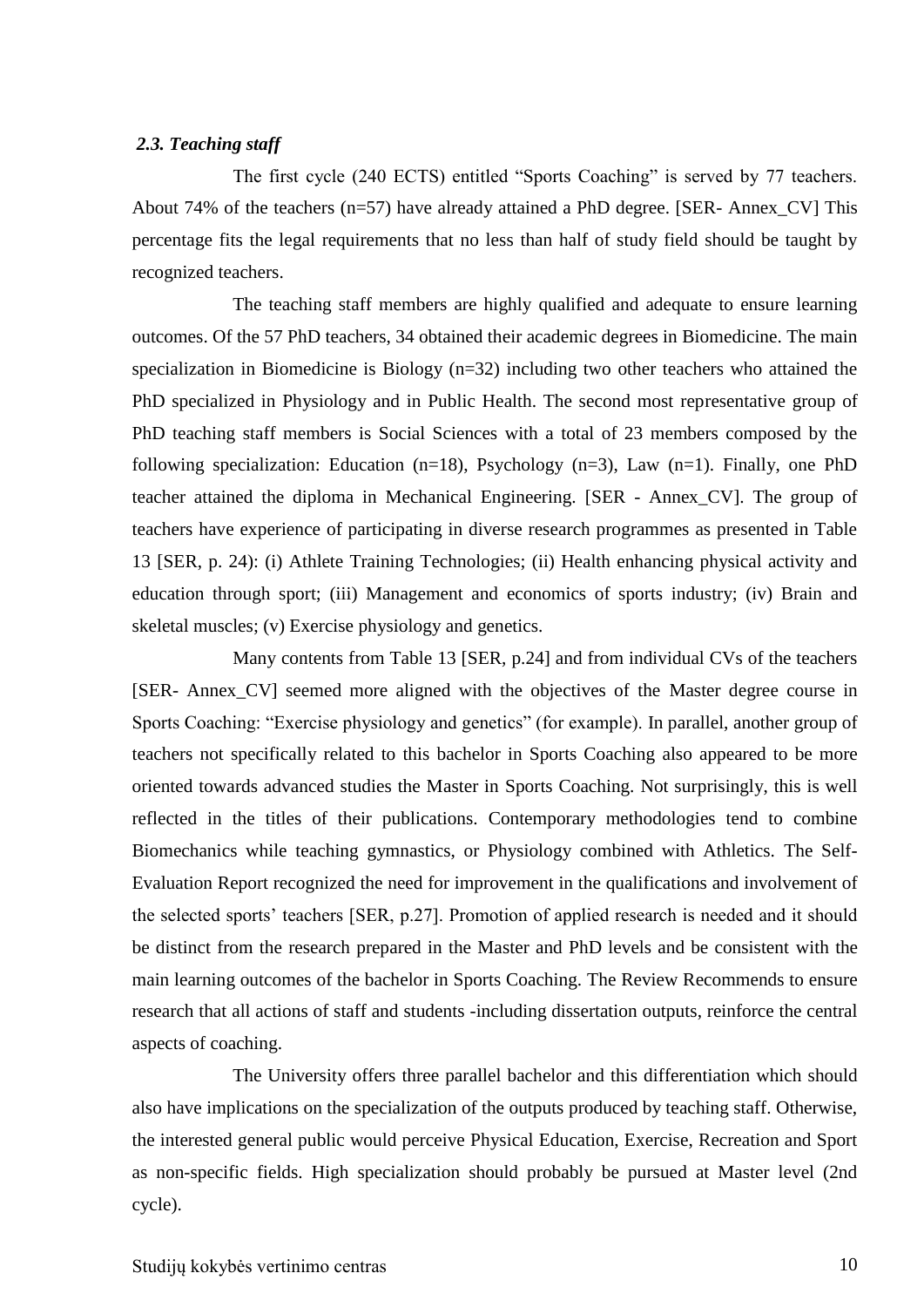### *2.3. Teaching staff*

The first cycle (240 ECTS) entitled "Sports Coaching" is served by 77 teachers. About 74% of the teachers (n=57) have already attained a PhD degree. [SER- Annex_CV] This percentage fits the legal requirements that no less than half of study field should be taught by recognized teachers.

The teaching staff members are highly qualified and adequate to ensure learning outcomes. Of the 57 PhD teachers, 34 obtained their academic degrees in Biomedicine. The main specialization in Biomedicine is Biology (n=32) including two other teachers who attained the PhD specialized in Physiology and in Public Health. The second most representative group of PhD teaching staff members is Social Sciences with a total of 23 members composed by the following specialization: Education (n=18), Psychology (n=3), Law (n=1). Finally, one PhD teacher attained the diploma in Mechanical Engineering. [SER - Annex_CV]. The group of teachers have experience of participating in diverse research programmes as presented in Table 13 [SER, p. 24]: (i) Athlete Training Technologies; (ii) Health enhancing physical activity and education through sport; (iii) Management and economics of sports industry; (iv) Brain and skeletal muscles; (v) Exercise physiology and genetics.

Many contents from Table 13 [SER, p.24] and from individual CVs of the teachers [SER- Annex_CV] seemed more aligned with the objectives of the Master degree course in Sports Coaching: "Exercise physiology and genetics" (for example). In parallel, another group of teachers not specifically related to this bachelor in Sports Coaching also appeared to be more oriented towards advanced studies the Master in Sports Coaching. Not surprisingly, this is well reflected in the titles of their publications. Contemporary methodologies tend to combine Biomechanics while teaching gymnastics, or Physiology combined with Athletics. The Self-Evaluation Report recognized the need for improvement in the qualifications and involvement of the selected sports' teachers [SER, p.27]. Promotion of applied research is needed and it should be distinct from the research prepared in the Master and PhD levels and be consistent with the main learning outcomes of the bachelor in Sports Coaching. The Review Recommends to ensure research that all actions of staff and students -including dissertation outputs, reinforce the central aspects of coaching.

The University offers three parallel bachelor and this differentiation which should also have implications on the specialization of the outputs produced by teaching staff. Otherwise, the interested general public would perceive Physical Education, Exercise, Recreation and Sport as non-specific fields. High specialization should probably be pursued at Master level (2nd cycle).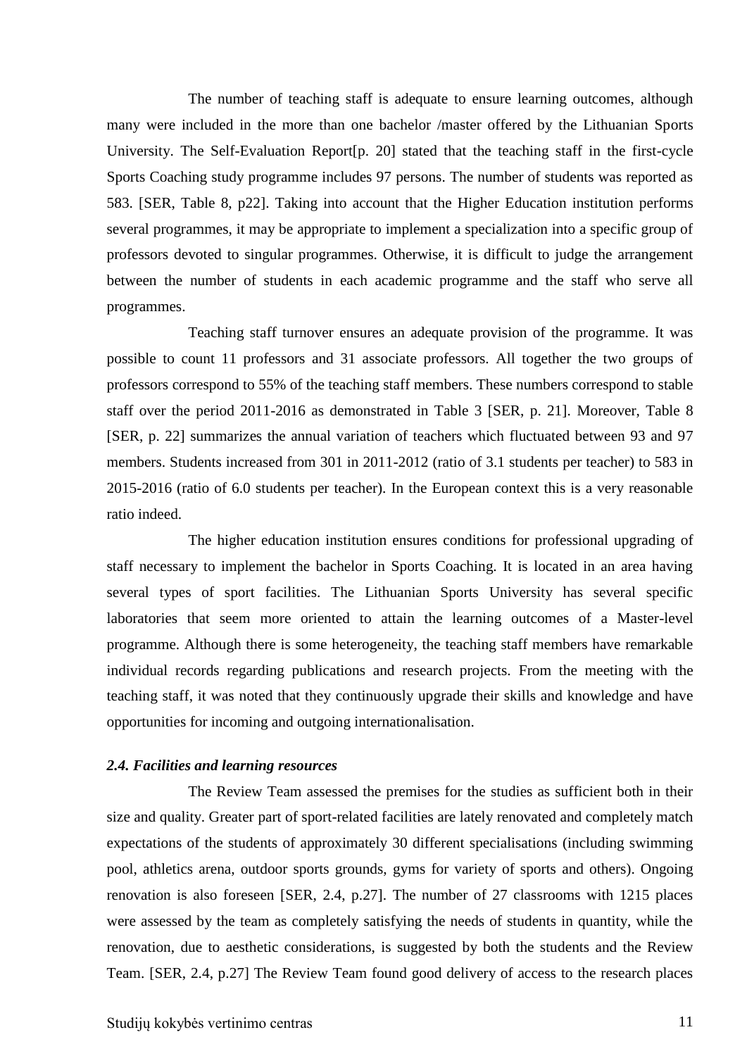The number of teaching staff is adequate to ensure learning outcomes, although many were included in the more than one bachelor /master offered by the Lithuanian Sports University. The Self-Evaluation Report[p. 20] stated that the teaching staff in the first-cycle Sports Coaching study programme includes 97 persons. The number of students was reported as 583. [SER, Table 8, p22]. Taking into account that the Higher Education institution performs several programmes, it may be appropriate to implement a specialization into a specific group of professors devoted to singular programmes. Otherwise, it is difficult to judge the arrangement between the number of students in each academic programme and the staff who serve all programmes.

Teaching staff turnover ensures an adequate provision of the programme. It was possible to count 11 professors and 31 associate professors. All together the two groups of professors correspond to 55% of the teaching staff members. These numbers correspond to stable staff over the period 2011-2016 as demonstrated in Table 3 [SER, p. 21]. Moreover, Table 8 [SER, p. 22] summarizes the annual variation of teachers which fluctuated between 93 and 97 members. Students increased from 301 in 2011-2012 (ratio of 3.1 students per teacher) to 583 in 2015-2016 (ratio of 6.0 students per teacher). In the European context this is a very reasonable ratio indeed.

The higher education institution ensures conditions for professional upgrading of staff necessary to implement the bachelor in Sports Coaching. It is located in an area having several types of sport facilities. The Lithuanian Sports University has several specific laboratories that seem more oriented to attain the learning outcomes of a Master-level programme. Although there is some heterogeneity, the teaching staff members have remarkable individual records regarding publications and research projects. From the meeting with the teaching staff, it was noted that they continuously upgrade their skills and knowledge and have opportunities for incoming and outgoing internationalisation.

### *2.4. Facilities and learning resources*

The Review Team assessed the premises for the studies as sufficient both in their size and quality. Greater part of sport-related facilities are lately renovated and completely match expectations of the students of approximately 30 different specialisations (including swimming pool, athletics arena, outdoor sports grounds, gyms for variety of sports and others). Ongoing renovation is also foreseen [SER, 2.4, p.27]. The number of 27 classrooms with 1215 places were assessed by the team as completely satisfying the needs of students in quantity, while the renovation, due to aesthetic considerations, is suggested by both the students and the Review Team. [SER, 2.4, p.27] The Review Team found good delivery of access to the research places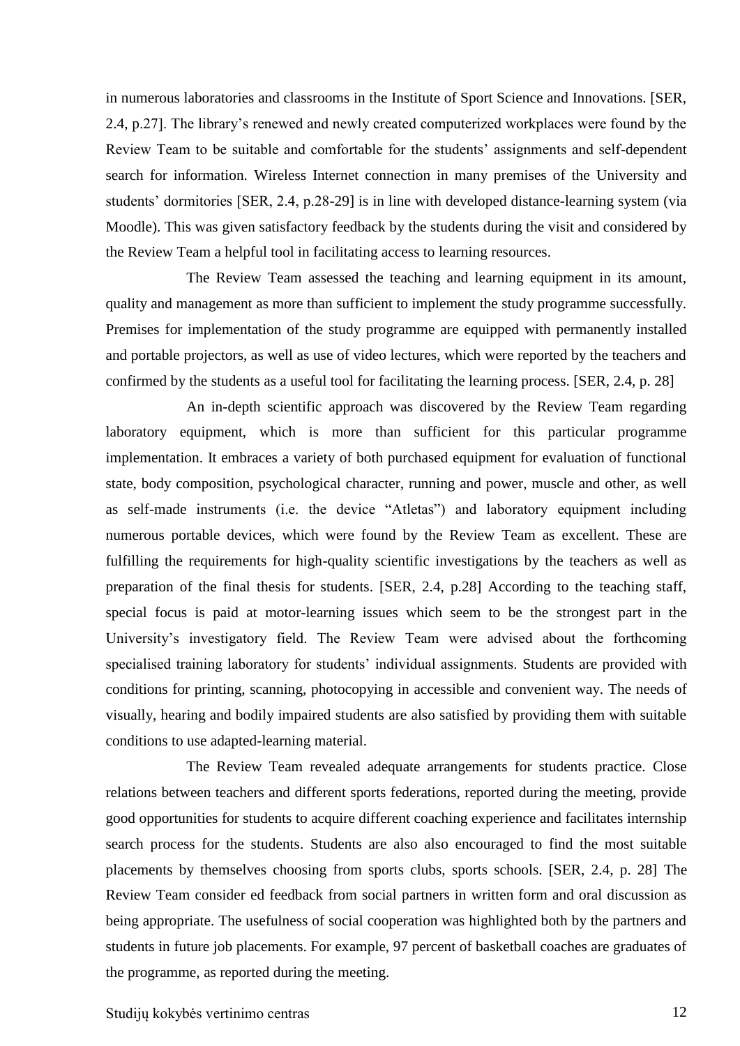in numerous laboratories and classrooms in the Institute of Sport Science and Innovations. [SER, 2.4, p.27]. The library's renewed and newly created computerized workplaces were found by the Review Team to be suitable and comfortable for the students' assignments and self-dependent search for information. Wireless Internet connection in many premises of the University and students' dormitories [SER, 2.4, p.28-29] is in line with developed distance-learning system (via Moodle). This was given satisfactory feedback by the students during the visit and considered by the Review Team a helpful tool in facilitating access to learning resources.

The Review Team assessed the teaching and learning equipment in its amount, quality and management as more than sufficient to implement the study programme successfully. Premises for implementation of the study programme are equipped with permanently installed and portable projectors, as well as use of video lectures, which were reported by the teachers and confirmed by the students as a useful tool for facilitating the learning process. [SER, 2.4, p. 28]

An in-depth scientific approach was discovered by the Review Team regarding laboratory equipment, which is more than sufficient for this particular programme implementation. It embraces a variety of both purchased equipment for evaluation of functional state, body composition, psychological character, running and power, muscle and other, as well as self-made instruments (i.e. the device "Atletas") and laboratory equipment including numerous portable devices, which were found by the Review Team as excellent. These are fulfilling the requirements for high-quality scientific investigations by the teachers as well as preparation of the final thesis for students. [SER, 2.4, p.28] According to the teaching staff, special focus is paid at motor-learning issues which seem to be the strongest part in the University's investigatory field. The Review Team were advised about the forthcoming specialised training laboratory for students' individual assignments. Students are provided with conditions for printing, scanning, photocopying in accessible and convenient way. The needs of visually, hearing and bodily impaired students are also satisfied by providing them with suitable conditions to use adapted-learning material.

The Review Team revealed adequate arrangements for students practice. Close relations between teachers and different sports federations, reported during the meeting, provide good opportunities for students to acquire different coaching experience and facilitates internship search process for the students. Students are also also encouraged to find the most suitable placements by themselves choosing from sports clubs, sports schools. [SER, 2.4, p. 28] The Review Team consider ed feedback from social partners in written form and oral discussion as being appropriate. The usefulness of social cooperation was highlighted both by the partners and students in future job placements. For example, 97 percent of basketball coaches are graduates of the programme, as reported during the meeting.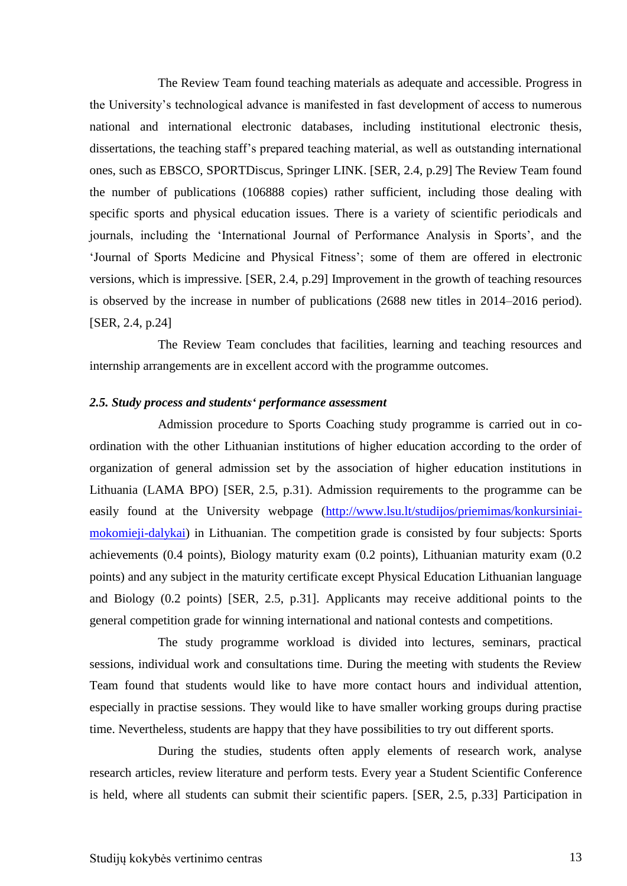The Review Team found teaching materials as adequate and accessible. Progress in the University's technological advance is manifested in fast development of access to numerous national and international electronic databases, including institutional electronic thesis, dissertations, the teaching staff's prepared teaching material, as well as outstanding international ones, such as EBSCO, SPORTDiscus, Springer LINK. [SER, 2.4, p.29] The Review Team found the number of publications (106888 copies) rather sufficient, including those dealing with specific sports and physical education issues. There is a variety of scientific periodicals and journals, including the 'International Journal of Performance Analysis in Sports', and the 'Journal of Sports Medicine and Physical Fitness'; some of them are offered in electronic versions, which is impressive. [SER, 2.4, p.29] Improvement in the growth of teaching resources is observed by the increase in number of publications (2688 new titles in 2014–2016 period). [SER, 2.4, p.24]

The Review Team concludes that facilities, learning and teaching resources and internship arrangements are in excellent accord with the programme outcomes.

### *2.5. Study process and students' performance assessment*

Admission procedure to Sports Coaching study programme is carried out in co-ordination with the other Lithuanian institutions of higher education according to the order of organization of general admission set by the association of higher education institutions in Lithuania (LAMA BPO) [SER, 2.5, p.31). Admission requirements to the programme can be easily found at the University webpage ([http://www.lsu.lt/studijos/priemimas/konkursiniai-mokomieji-dalykai](http://www.lsu.lt/studijos/priemimas/konkursiniai-mokomieji-dalykai)) in Lithuanian. The competition grade is consisted by four subjects: Sports achievements (0.4 points), Biology maturity exam (0.2 points), Lithuanian maturity exam (0.2 points) and any subject in the maturity certificate except Physical Education Lithuanian language and Biology (0.2 points) [SER, 2.5, p.31]. Applicants may receive additional points to the general competition grade for winning international and national contests and competitions.

The study programme workload is divided into lectures, seminars, practical sessions, individual work and consultations time. During the meeting with students the Review Team found that students would like to have more contact hours and individual attention, especially in practise sessions. They would like to have smaller working groups during practise time. Nevertheless, students are happy that they have possibilities to try out different sports.

During the studies, students often apply elements of research work, analyse research articles, review literature and perform tests. Every year a Student Scientific Conference is held, where all students can submit their scientific papers. [SER, 2.5, p.33] Participation in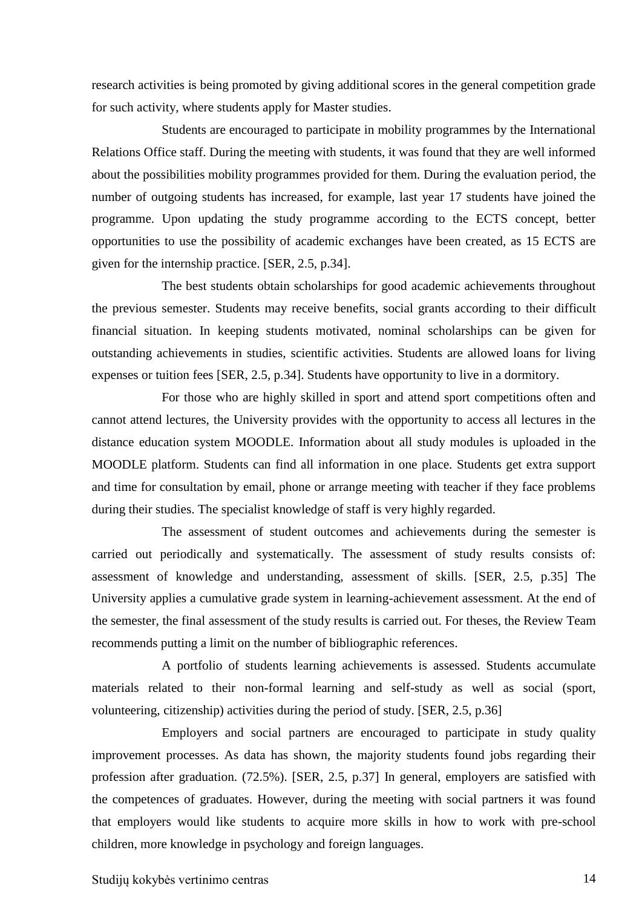research activities is being promoted by giving additional scores in the general competition grade for such activity, where students apply for Master studies.

Students are encouraged to participate in mobility programmes by the International Relations Office staff. During the meeting with students, it was found that they are well informed about the possibilities mobility programmes provided for them. During the evaluation period, the number of outgoing students has increased, for example, last year 17 students have joined the programme. Upon updating the study programme according to the ECTS concept, better opportunities to use the possibility of academic exchanges have been created, as 15 ECTS are given for the internship practice. [SER, 2.5, p.34].

The best students obtain scholarships for good academic achievements throughout the previous semester. Students may receive benefits, social grants according to their difficult financial situation. In keeping students motivated, nominal scholarships can be given for outstanding achievements in studies, scientific activities. Students are allowed loans for living expenses or tuition fees [SER, 2.5, p.34]. Students have opportunity to live in a dormitory.

For those who are highly skilled in sport and attend sport competitions often and cannot attend lectures, the University provides with the opportunity to access all lectures in the distance education system MOODLE. Information about all study modules is uploaded in the MOODLE platform. Students can find all information in one place. Students get extra support and time for consultation by email, phone or arrange meeting with teacher if they face problems during their studies. The specialist knowledge of staff is very highly regarded.

The assessment of student outcomes and achievements during the semester is carried out periodically and systematically. The assessment of study results consists of: assessment of knowledge and understanding, assessment of skills. [SER, 2.5, p.35] The University applies a cumulative grade system in learning-achievement assessment. At the end of the semester, the final assessment of the study results is carried out. For theses, the Review Team recommends putting a limit on the number of bibliographic references.

A portfolio of students learning achievements is assessed. Students accumulate materials related to their non-formal learning and self-study as well as social (sport, volunteering, citizenship) activities during the period of study. [SER, 2.5, p.36]

Employers and social partners are encouraged to participate in study quality improvement processes. As data has shown, the majority students found jobs regarding their profession after graduation. (72.5%). [SER, 2.5, p.37] In general, employers are satisfied with the competences of graduates. However, during the meeting with social partners it was found that employers would like students to acquire more skills in how to work with pre-school children, more knowledge in psychology and foreign languages.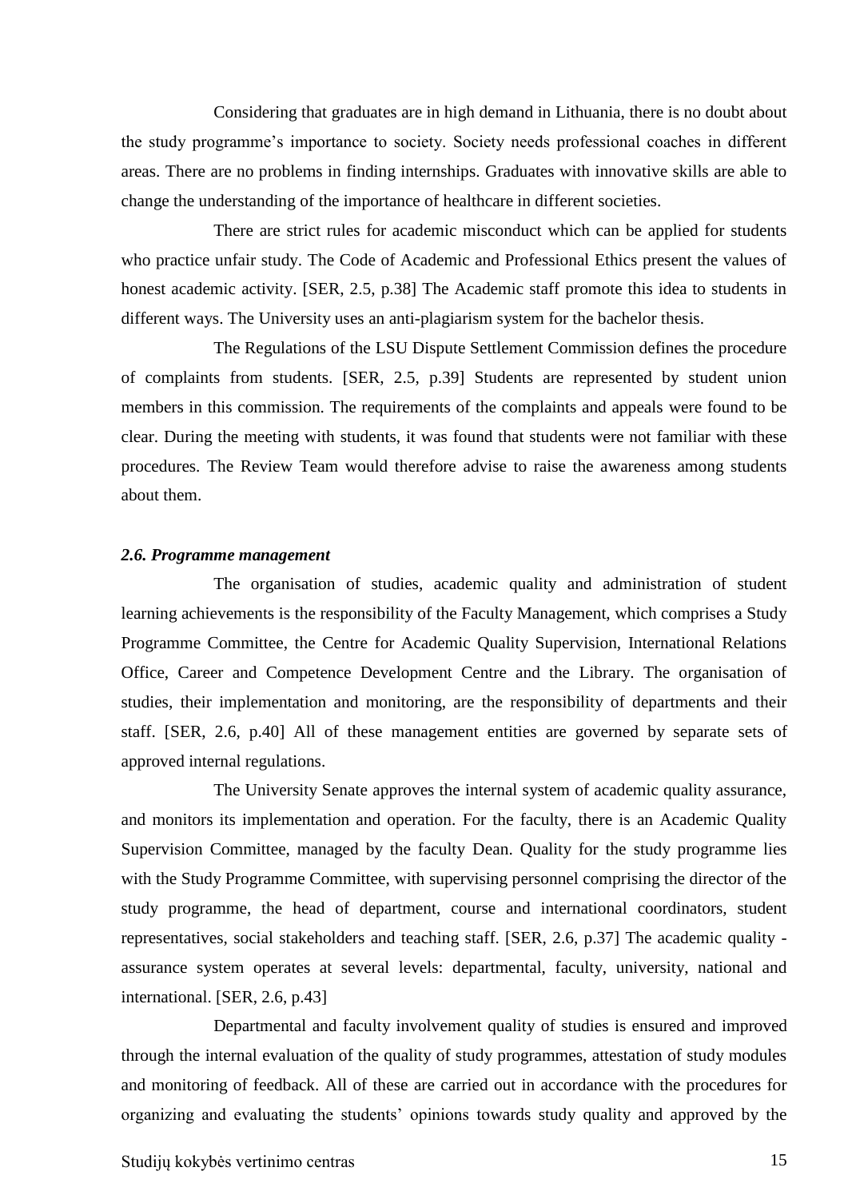Considering that graduates are in high demand in Lithuania, there is no doubt about the study programme's importance to society. Society needs professional coaches in different areas. There are no problems in finding internships. Graduates with innovative skills are able to change the understanding of the importance of healthcare in different societies.

There are strict rules for academic misconduct which can be applied for students who practice unfair study. The Code of Academic and Professional Ethics present the values of honest academic activity. [SER, 2.5, p.38] The Academic staff promote this idea to students in different ways. The University uses an anti-plagiarism system for the bachelor thesis.

The Regulations of the LSU Dispute Settlement Commission defines the procedure of complaints from students. [SER, 2.5, p.39] Students are represented by student union members in this commission. The requirements of the complaints and appeals were found to be clear. During the meeting with students, it was found that students were not familiar with these procedures. The Review Team would therefore advise to raise the awareness among students about them.

### *2.6. Programme management*

The organisation of studies, academic quality and administration of student learning achievements is the responsibility of the Faculty Management, which comprises a Study Programme Committee, the Centre for Academic Quality Supervision, International Relations Office, Career and Competence Development Centre and the Library. The organisation of studies, their implementation and monitoring, are the responsibility of departments and their staff. [SER, 2.6, p.40] All of these management entities are governed by separate sets of approved internal regulations.

The University Senate approves the internal system of academic quality assurance, and monitors its implementation and operation. For the faculty, there is an Academic Quality Supervision Committee, managed by the faculty Dean. Quality for the study programme lies with the Study Programme Committee, with supervising personnel comprising the director of the study programme, the head of department, course and international coordinators, student representatives, social stakeholders and teaching staff. [SER, 2.6, p.37] The academic quality - assurance system operates at several levels: departmental, faculty, university, national and international. [SER, 2.6, p.43]

Departmental and faculty involvement quality of studies is ensured and improved through the internal evaluation of the quality of study programmes, attestation of study modules and monitoring of feedback. All of these are carried out in accordance with the procedures for organizing and evaluating the students' opinions towards study quality and approved by the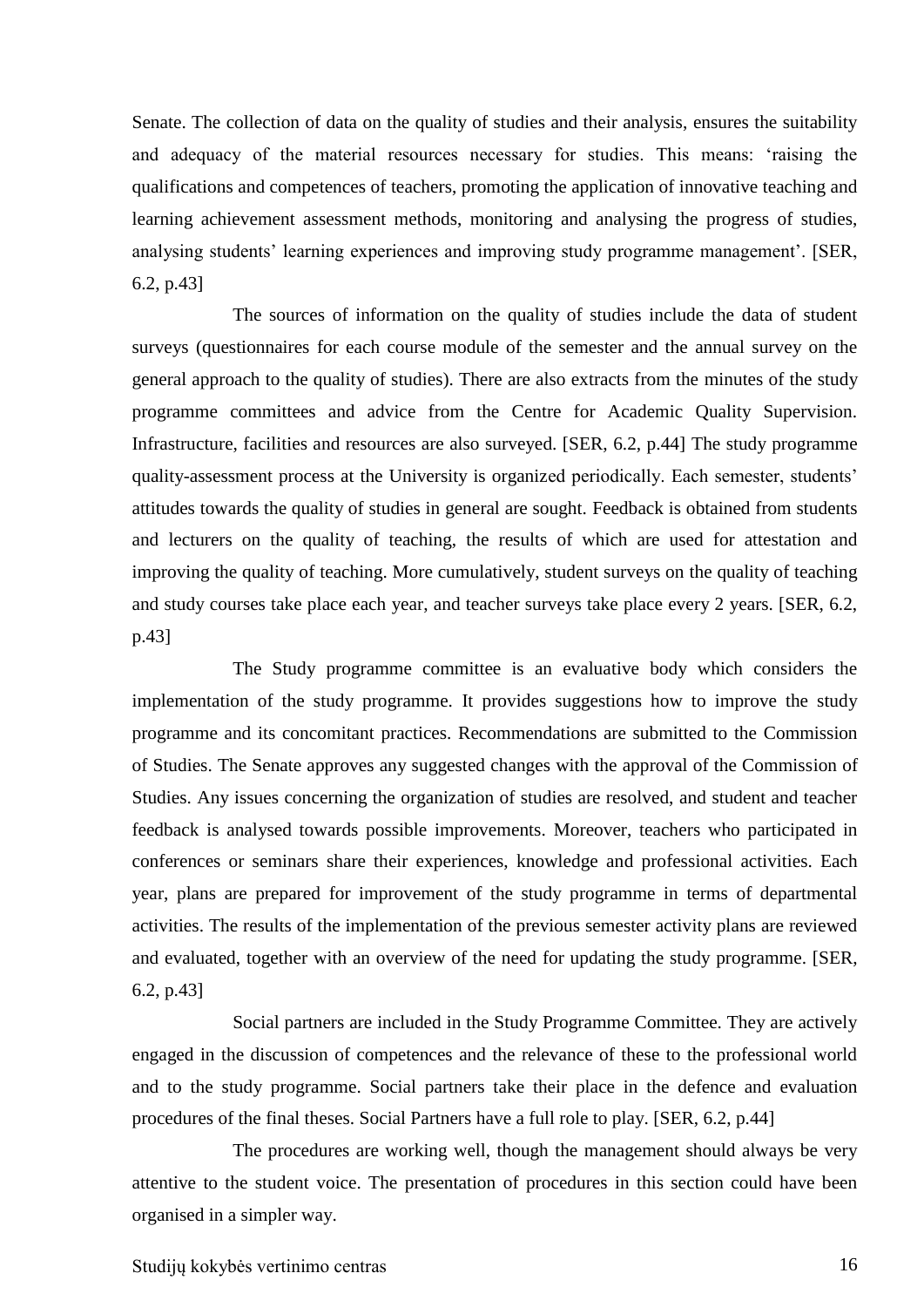Senate. The collection of data on the quality of studies and their analysis, ensures the suitability and adequacy of the material resources necessary for studies. This means: 'raising the qualifications and competences of teachers, promoting the application of innovative teaching and learning achievement assessment methods, monitoring and analysing the progress of studies, analysing students' learning experiences and improving study programme management'. [SER, 6.2, p.43]

The sources of information on the quality of studies include the data of student surveys (questionnaires for each course module of the semester and the annual survey on the general approach to the quality of studies). There are also extracts from the minutes of the study programme committees and advice from the Centre for Academic Quality Supervision. Infrastructure, facilities and resources are also surveyed. [SER, 6.2, p.44] The study programme quality-assessment process at the University is organized periodically. Each semester, students' attitudes towards the quality of studies in general are sought. Feedback is obtained from students and lecturers on the quality of teaching, the results of which are used for attestation and improving the quality of teaching. More cumulatively, student surveys on the quality of teaching and study courses take place each year, and teacher surveys take place every 2 years. [SER, 6.2, p.43]

The Study programme committee is an evaluative body which considers the implementation of the study programme. It provides suggestions how to improve the study programme and its concomitant practices. Recommendations are submitted to the Commission of Studies. The Senate approves any suggested changes with the approval of the Commission of Studies. Any issues concerning the organization of studies are resolved, and student and teacher feedback is analysed towards possible improvements. Moreover, teachers who participated in conferences or seminars share their experiences, knowledge and professional activities. Each year, plans are prepared for improvement of the study programme in terms of departmental activities. The results of the implementation of the previous semester activity plans are reviewed and evaluated, together with an overview of the need for updating the study programme. [SER, 6.2, p.43]

Social partners are included in the Study Programme Committee. They are actively engaged in the discussion of competences and the relevance of these to the professional world and to the study programme. Social partners take their place in the defence and evaluation procedures of the final theses. Social Partners have a full role to play. [SER, 6.2, p.44]

The procedures are working well, though the management should always be very attentive to the student voice. The presentation of procedures in this section could have been organised in a simpler way.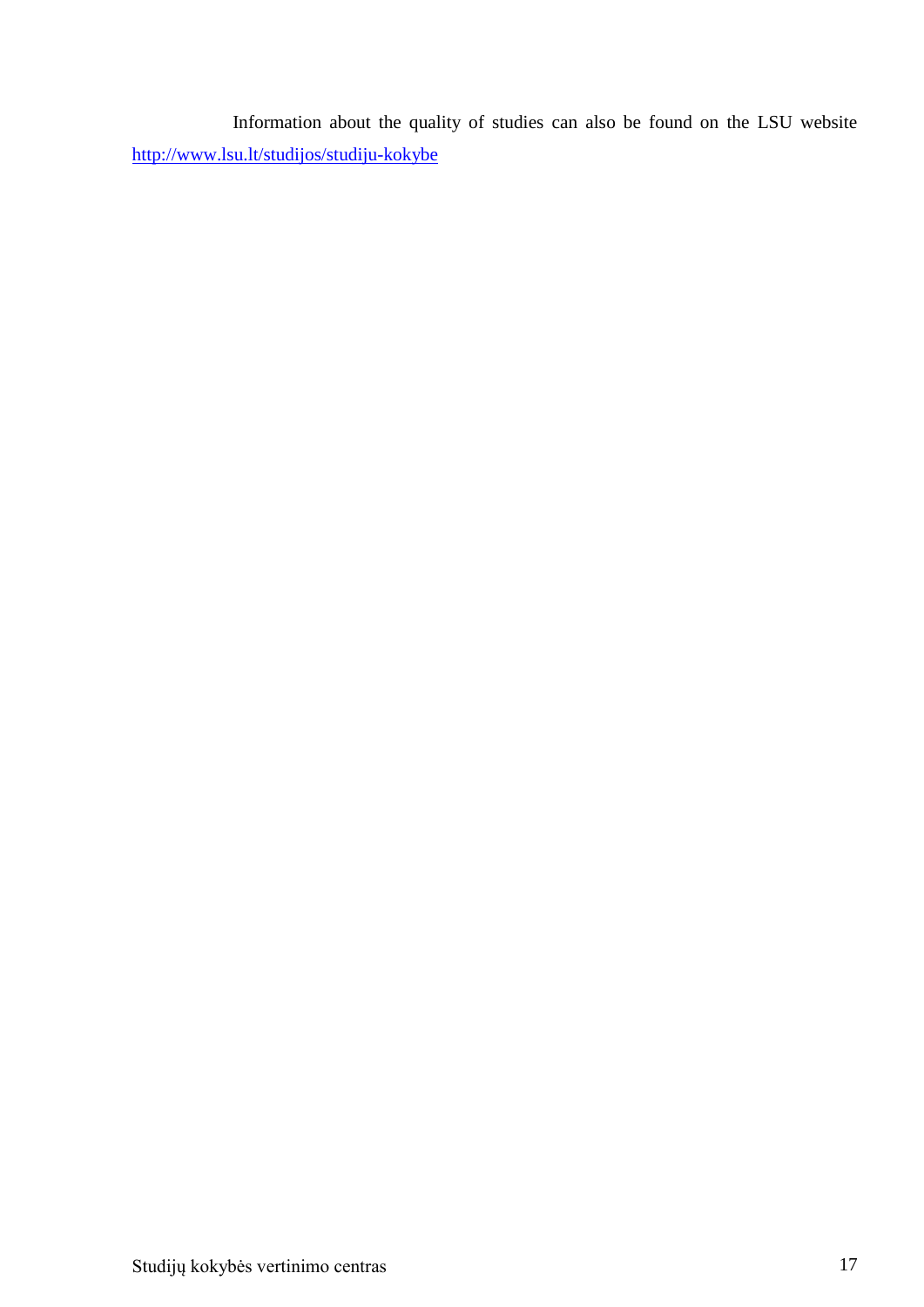Information about the quality of studies can also be found on the LSU website http://www.lsu.lt/studijos/studiju-kokybe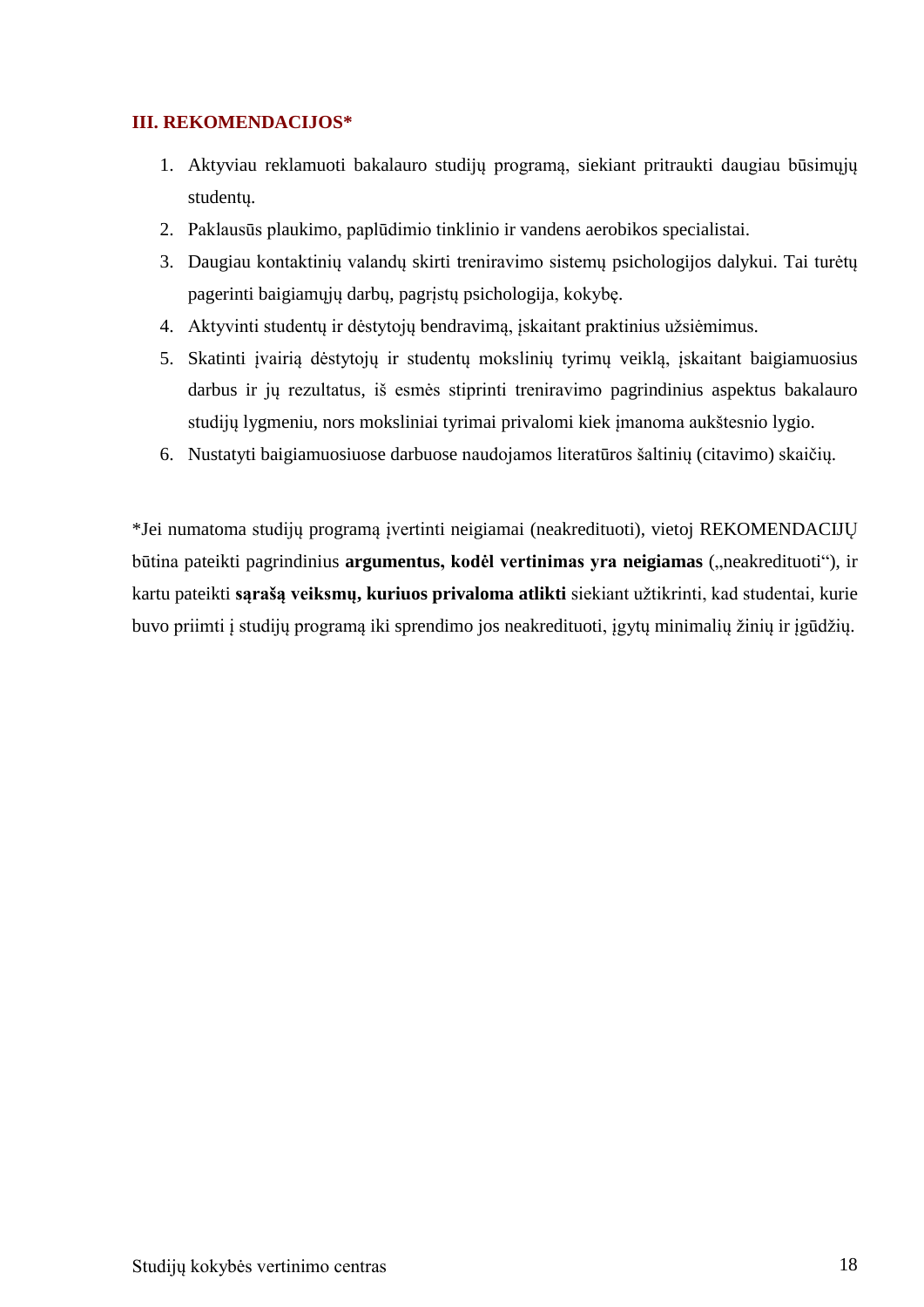## III. REKOMENDACIJOS*

1. Aktyviau reklamuoti bakalauro studijų programą, siekiant pritraukti daugiau būsimųjų studentų.
2. Paklausūs plaukimo, paplūdimio tinklinio ir vandens aerobikos specialistai.
3. Daugiau kontaktinių valandų skirti treniravimo sistemų psichologijos dalykui. Tai turėtų pagerinti baigiamųjų darbų, pagrįstų psichologija, kokybę.
4. Aktyvinti studentų ir dėstytojų bendravimą, įskaitant praktinius užsiėmimus.
5. Skatinti įvairią dėstytojų ir studentų mokslinių tyrimų veiklą, įskaitant baigiamuosius darbus ir jų rezultatus, iš esmės stiprinti treniravimo pagrindinius aspektus bakalauro studijų lygmeniu, nors moksliniai tyrimai privalomi kiek įmanoma aukštesnio lygio.
6. Nustatyti baigiamuosiuose darbuose naudojamos literatūros šaltinių (citavimo) skaičių.

*Jei numatoma studijų programą įvertinti neigiamai (neakredituoti), vietoj REKOMENDACIJŲ būtina pateikti pagrindinius **argumentus, kodėl vertinimas yra neigiamas** („neakredituoti"), ir kartu pateikti **sąrašą veiksmų, kuriuos privaloma atlikti** siekiant užtikrinti, kad studentai, kurie buvo priimti į studijų programą iki sprendimo jos neakredituoti, įgytų minimalių žinių ir įgūdžių.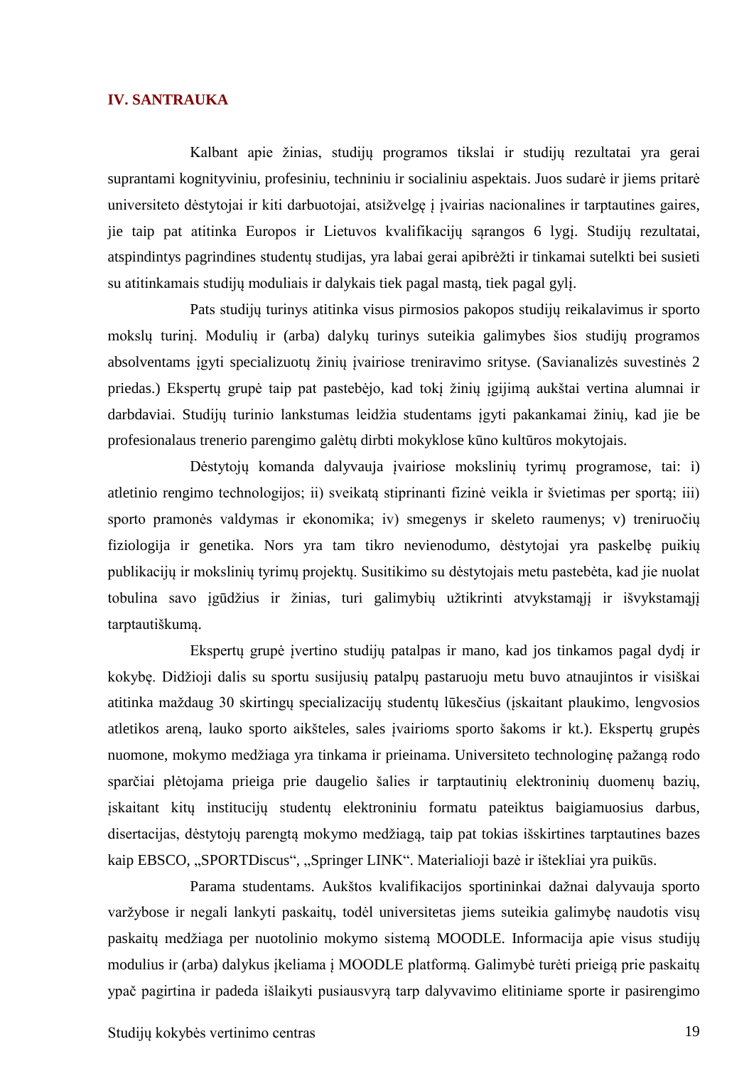## IV. SANTRAUKA

Kalbant apie žinias, studijų programos tikslai ir studijų rezultatai yra gerai suprantami kognityviniu, profesiniu, techniniu ir socialiniu aspektais. Juos sudarė ir jiems pritarė universiteto dėstytojai ir kiti darbuotojai, atsižvelgę į įvairias nacionalines ir tarptautines gaires, jie taip pat atitinka Europos ir Lietuvos kvalifikacijų sąrangos 6 lygį. Studijų rezultatai, atspindintys pagrindines studentų studijas, yra labai gerai apibrėžti ir tinkamai sutelkti bei susieti su atitinkamais studijų moduliais ir dalykais tiek pagal mastą, tiek pagal gylį.

Pats studijų turinys atitinka visus pirmosios pakopos studijų reikalavimus ir sporto mokslų turinį. Modulių ir (arba) dalykų turinys suteikia galimybes šios studijų programos absolventams įgyti specializuotų žinių įvairiose treniravimo srityse. (Savianalizės suvestinės 2 priedas.) Ekspertų grupė taip pat pastebėjo, kad tokį žinių įgijimą aukštai vertina alumnai ir darbdaviai. Studijų turinio lankstumas leidžia studentams įgyti pakankamai žinių, kad jie be profesionalaus trenerio parengimo galėtų dirbti mokyklose kūno kultūros mokytojais.

Dėstytojų komanda dalyvauja įvairiose mokslinių tyrimų programose, tai: i) atletinio rengimo technologijos; ii) sveikatą stiprinanti fizinė veikla ir švietimas per sportą; iii) sporto pramonės valdymas ir ekonomika; iv) smegenys ir skeleto raumenys; v) treniruočių fiziologija ir genetika. Nors yra tam tikro nevienodumo, dėstytojai yra paskelbę puikių publikacijų ir mokslinių tyrimų projektų. Susitikimo su dėstytojais metu pastebėta, kad jie nuolat tobulina savo įgūdžius ir žinias, turi galimybių užtikrinti atvykstamąjį ir išvykstamąjį tarptautiškumą.

Ekspertų grupė įvertino studijų patalpas ir mano, kad jos tinkamos pagal dydį ir kokybę. Didžioji dalis su sportu susijusių patalpų pastaruoju metu buvo atnaujintos ir visiškai atitinka maždaug 30 skirtingų specializacijų studentų lūkesčius (įskaitant plaukimo, lengvosios atletikos areną, lauko sporto aikšteles, sales įvairioms sporto šakoms ir kt.). Ekspertų grupės nuomone, mokymo medžiaga yra tinkama ir prieinama. Universiteto technologinę pažangą rodo sparčiai plėtojama prieiga prie daugelio šalies ir tarptautinių elektroninių duomenų bazių, įskaitant kitų institucijų studentų elektroniniu formatu pateiktus baigiamuosius darbus, disertacijas, dėstytojų parengtą mokymo medžiagą, taip pat tokias išskirtines tarptautines bazes kaip EBSCO, „SPORTDiscus“, „Springer LINK“. Materialioji bazė ir ištekliai yra puikūs.

Parama studentams. Aukštos kvalifikacijos sportininkai dažnai dalyvauja sporto varžybose ir negali lankyti paskaitų, todėl universitetas jiems suteikia galimybę naudotis visų paskaitų medžiaga per nuotolinio mokymo sistemą MOODLE. Informacija apie visus studijų modulius ir (arba) dalykus įkeliama į MOODLE platformą. Galimybė turėti prieigą prie paskaitų ypač pagirtina ir padeda išlaikyti pusiausvyrą tarp dalyvavimo elitiniame sporte ir pasirengimo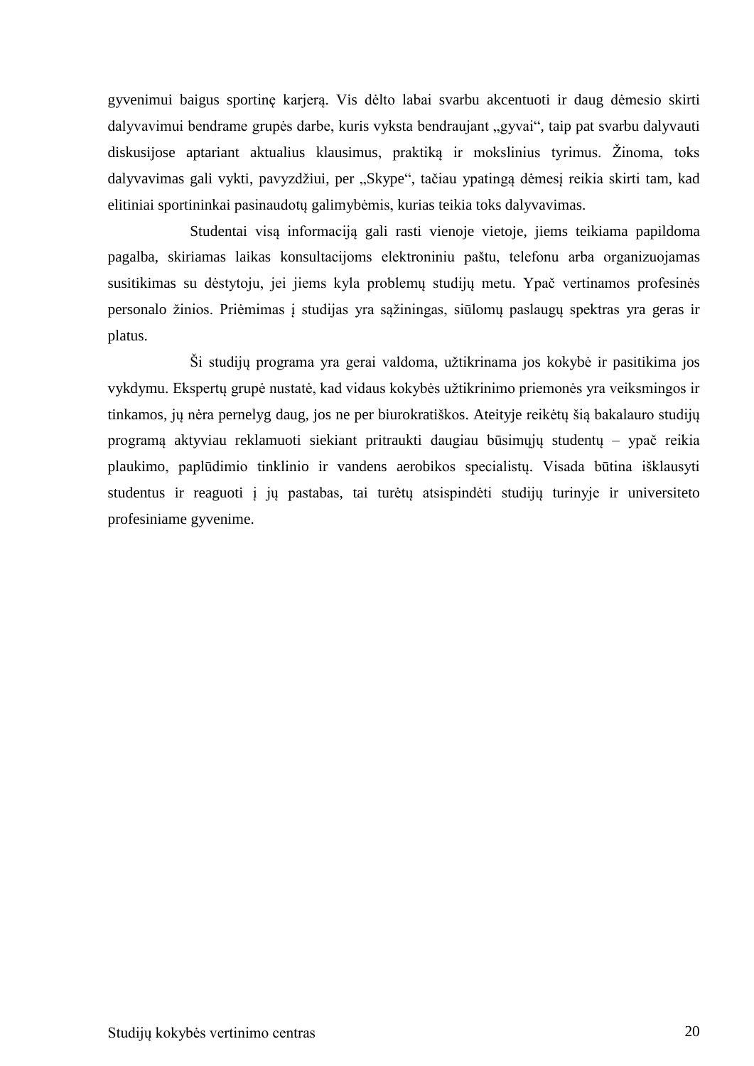gyvenimui baigus sportinę karjerą. Vis dėlto labai svarbu akcentuoti ir daug dėmesio skirti dalyvavimui bendrame grupės darbe, kuris vyksta bendraujant „gyvai“, taip pat svarbu dalyvauti diskusijose aptariant aktualius klausimus, praktiką ir mokslinius tyrimus. Žinoma, toks dalyvavimas gali vykti, pavyzdžiui, per „Skype“, tačiau ypatingą dėmesį reikia skirti tam, kad elitiniai sportininkai pasinaudotų galimybėmis, kurias teikia toks dalyvavimas.

Studentai visą informaciją gali rasti vienoje vietoje, jiems teikiama papildoma pagalba, skiriamas laikas konsultacijoms elektroniniu paštu, telefonu arba organizuojamas susitikimas su dėstytoju, jei jiems kyla problemų studijų metu. Ypač vertinamos profesinės personalo žinios. Priėmimas į studijas yra sąžiningas, siūlomų paslaugų spektras yra geras ir platus.

Ši studijų programa yra gerai valdoma, užtikrinama jos kokybė ir pasitikima jos vykdymu. Ekspertų grupė nustatė, kad vidaus kokybės užtikrinimo priemonės yra veiksmingos ir tinkamos, jų nėra pernelyg daug, jos ne per biurokratiškos. Ateityje reikėtų šią bakalauro studijų programą aktyviau reklamuoti siekiant pritraukti daugiau būsimųjų studentų – ypač reikia plaukimo, paplūdimio tinklinio ir vandens aerobikos specialistų. Visada būtina išklausyti studentus ir reaguoti į jų pastabas, tai turėtų atsispindėti studijų turinyje ir universiteto profesiniame gyvenime.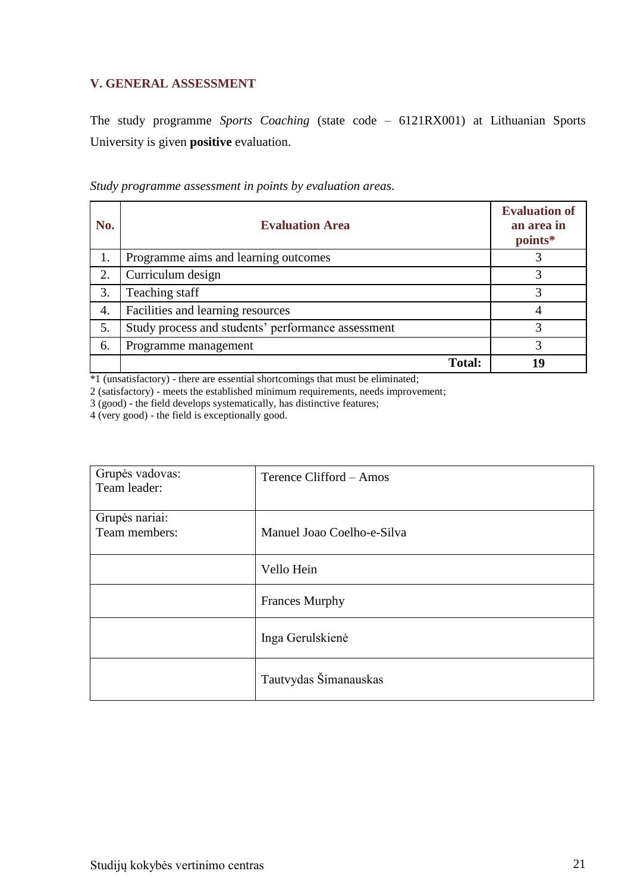## V. GENERAL ASSESSMENT

The study programme *Sports Coaching* (state code – 6121RX001) at Lithuanian Sports University is given **positive** evaluation.

*Study programme assessment in points by evaluation areas*.

| No. | Evaluation Area | Evaluation of an area in points* |
|---|---|---|
| 1. | Programme aims and learning outcomes | 3 |
| 2. | Curriculum design | 3 |
| 3. | Teaching staff | 3 |
| 4. | Facilities and learning resources | 4 |
| 5. | Study process and students' performance assessment | 3 |
| 6. | Programme management | 3 |
| | **Total:** | **19** |

*1 (unsatisfactory) - there are essential shortcomings that must be eliminated;
2 (satisfactory) - meets the established minimum requirements, needs improvement;
3 (good) - the field develops systematically, has distinctive features;
4 (very good) - the field is exceptionally good.

| | |
|---|---|
| Grupės vadovas:<br>Team leader: | Terence Clifford – Amos |
| Grupės nariai:<br>Team members: | Manuel Joao Coelho-e-Silva |
| | Vello Hein |
| | Frances Murphy |
| | Inga Gerulskienė |
| | Tautvydas Šimanauskas |

Studijų kokybės vertinimo centras